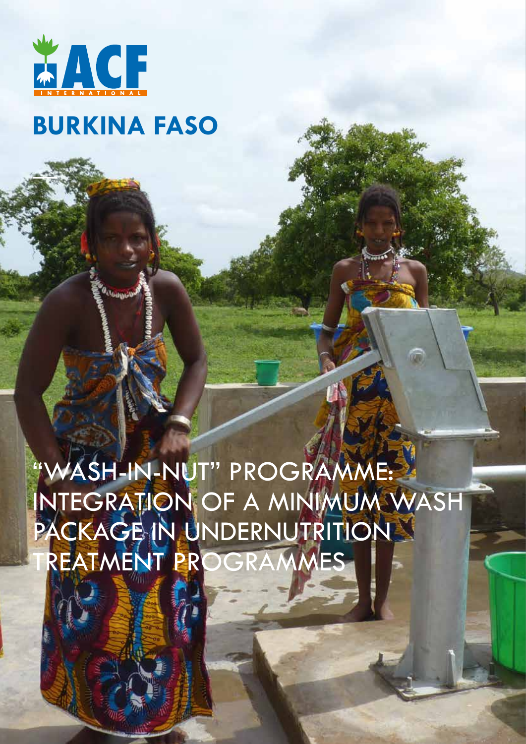ACF INTERNATIONAL

# BURKINA FASO

# "WASH-IN-NUT" PROGRAMME: INTEGRATION OF A MINIMUM WASH PACKAGE IN UNDERNUTRITION TREATMENT PROGRAMMES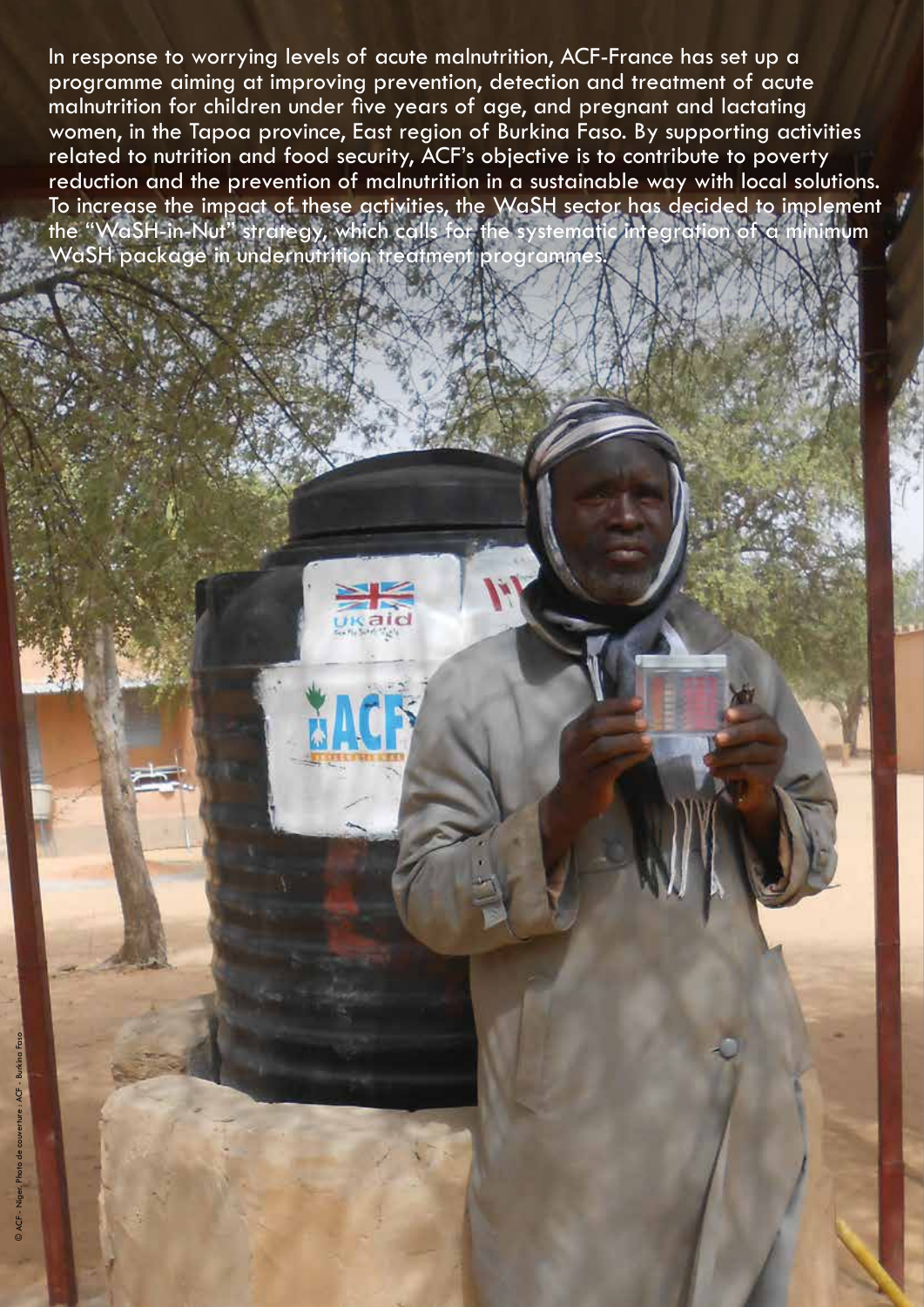In response to worrying levels of acute malnutrition, ACF-France has set up a programme aiming at improving prevention, detection and treatment of acute malnutrition for children under five years of age, and pregnant and lactating women, in the Tapoa province, East region of Burkina Faso. By supporting activities related to nutrition and food security, ACF's objective is to contribute to poverty reduction and the prevention of malnutrition in a sustainable way with local solutions. To increase the impact of these activities, the WaSH sector has decided to implement the "WaSH-in-Nut" strategy, which calls for the systematic integration of a minimum WaSH package in undernutrition treatment programmes.

© ACF - Niger, Photo de couverture : ACF - Burkina Faso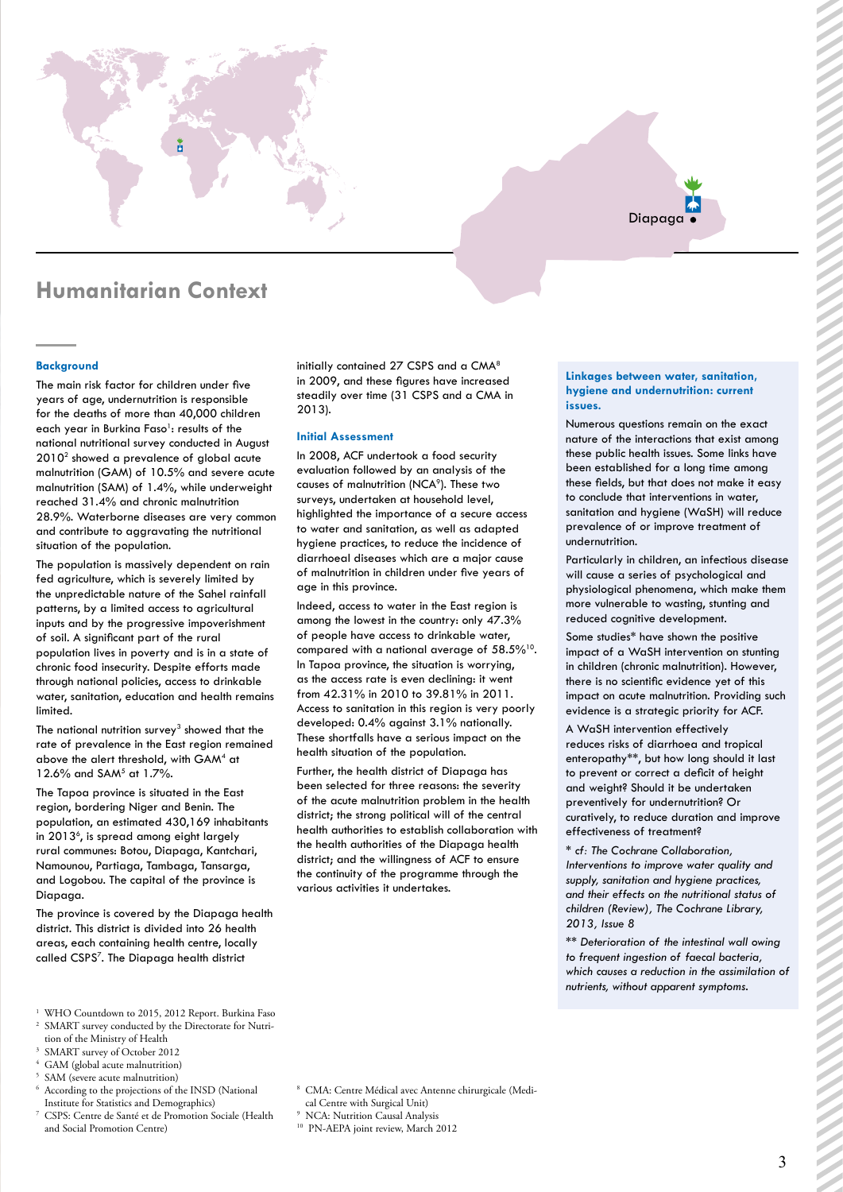Diapaga

## Humanitarian Context

### Background

The main risk factor for children under five years of age, undernutrition is responsible for the deaths of more than 40,000 children each year in Burkina Faso[1]: results of the national nutritional survey conducted in August 2010[2] showed a prevalence of global acute malnutrition (GAM) of 10.5% and severe acute malnutrition (SAM) of 1.4%, while underweight reached 31.4% and chronic malnutrition 28.9%. Waterborne diseases are very common and contribute to aggravating the nutritional situation of the population.

The population is massively dependent on rain fed agriculture, which is severely limited by the unpredictable nature of the Sahel rainfall patterns, by a limited access to agricultural inputs and by the progressive impoverishment of soil. A significant part of the rural population lives in poverty and is in a state of chronic food insecurity. Despite efforts made through national policies, access to drinkable water, sanitation, education and health remains limited.

The national nutrition survey[3] showed that the rate of prevalence in the East region remained above the alert threshold, with GAM[4] at 12.6% and SAM[5] at 1.7%.

The Tapoa province is situated in the East region, bordering Niger and Benin. The population, an estimated 430,169 inhabitants in 2013[6], is spread among eight largely rural communes: Botou, Diapaga, Kantchari, Namounou, Partiaga, Tambaga, Tansarga, and Logobou. The capital of the province is Diapaga.

The province is covered by the Diapaga health district. This district is divided into 26 health areas, each containing health centre, locally called CSPS[7]. The Diapaga health district initially contained 27 CSPS and a CMA[8] in 2009, and these figures have increased steadily over time (31 CSPS and a CMA in 2013).

### Initial Assessment

In 2008, ACF undertook a food security evaluation followed by an analysis of the causes of malnutrition (NCA[9]). These two surveys, undertaken at household level, highlighted the importance of a secure access to water and sanitation, as well as adapted hygiene practices, to reduce the incidence of diarrhoeal diseases which are a major cause of malnutrition in children under five years of age in this province.

Indeed, access to water in the East region is among the lowest in the country: only 47.3% of people have access to drinkable water, compared with a national average of 58.5%[10]. In Tapoa province, the situation is worrying, as the access rate is even declining: it went from 42.31% in 2010 to 39.81% in 2011. Access to sanitation in this region is very poorly developed: 0.4% against 3.1% nationally. These shortfalls have a serious impact on the health situation of the population.

Further, the health district of Diapaga has been selected for three reasons: the severity of the acute malnutrition problem in the health district; the strong political will of the central health authorities to establish collaboration with the health authorities of the Diapaga health district; and the willingness of ACF to ensure the continuity of the programme through the various activities it undertakes.

### Linkages between water, sanitation, hygiene and undernutrition: current issues.

Numerous questions remain on the exact nature of the interactions that exist among these public health issues. Some links have been established for a long time among these fields, but that does not make it easy to conclude that interventions in water, sanitation and hygiene (WaSH) will reduce prevalence of or improve treatment of undernutrition.

Particularly in children, an infectious disease will cause a series of psychological and physiological phenomena, which make them more vulnerable to wasting, stunting and reduced cognitive development.

Some studies* have shown the positive impact of a WaSH intervention on stunting in children (chronic malnutrition). However, there is no scientific evidence yet of this impact on acute malnutrition. Providing such evidence is a strategic priority for ACF.

A WaSH intervention effectively reduces risks of diarrhoea and tropical enteropathy**, but how long should it last to prevent or correct a deficit of height and weight? Should it be undertaken preventively for undernutrition? Or curatively, to reduce duration and improve effectiveness of treatment?

*\* cf: The Cochrane Collaboration, Interventions to improve water quality and supply, sanitation and hygiene practices, and their effects on the nutritional status of children (Review), The Cochrane Library, 2013, Issue 8*

*\*\* Deterioration of the intestinal wall owing to frequent ingestion of faecal bacteria, which causes a reduction in the assimilation of nutrients, without apparent symptoms.*

---

[1] WHO Countdown to 2015, 2012 Report. Burkina Faso
[2] SMART survey conducted by the Directorate for Nutrition of the Ministry of Health
[3] SMART survey of October 2012
[4] GAM (global acute malnutrition)
[5] SAM (severe acute malnutrition)
[6] According to the projections of the INSD (National Institute for Statistics and Demographics)
[7] CSPS: Centre de Santé et de Promotion Sociale (Health and Social Promotion Centre)
[8] CMA: Centre Médical avec Antenne chirurgicale (Medical Centre with Surgical Unit)
[9] NCA: Nutrition Causal Analysis
[10] PN-AEPA joint review, March 2012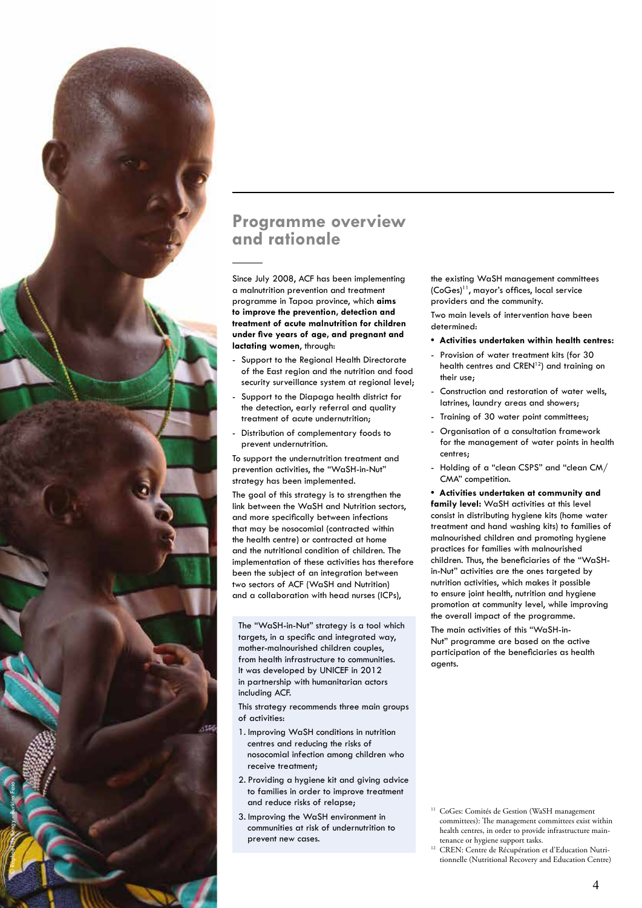## Programme overview and rationale

Since July 2008, ACF has been implementing a malnutrition prevention and treatment programme in Tapoa province, which **aims to improve the prevention, detection and treatment of acute malnutrition for children under five years of age, and pregnant and lactating women**, through:

- Support to the Regional Health Directorate of the East region and the nutrition and food security surveillance system at regional level;
- Support to the Diapaga health district for the detection, early referral and quality treatment of acute undernutrition;
- Distribution of complementary foods to prevent undernutrition.

To support the undernutrition treatment and prevention activities, the "WaSH-in-Nut" strategy has been implemented.

The goal of this strategy is to strengthen the link between the WaSH and Nutrition sectors, and more specifically between infections that may be nosocomial (contracted within the health centre) or contracted at home and the nutritional condition of children. The implementation of these activities has therefore been the subject of an integration between two sectors of ACF (WaSH and Nutrition) and a collaboration with head nurses (ICPs), the existing WaSH management committees (CoGes)[11], mayor's offices, local service providers and the community.

Two main levels of intervention have been determined:

- **Activities undertaken within health centres:**
  - Provision of water treatment kits (for 30 health centres and CREN[12]) and training on their use;
  - Construction and restoration of water wells, latrines, laundry areas and showers;
  - Training of 30 water point committees;
  - Organisation of a consultation framework for the management of water points in health centres;
  - Holding of a "clean CSPS" and "clean CM/CMA" competition.
- **Activities undertaken at community and family level:** WaSH activities at this level consist in distributing hygiene kits (home water treatment and hand washing kits) to families of malnourished children and promoting hygiene practices for families with malnourished children. Thus, the beneficiaries of the "WaSH-in-Nut" activities are the ones targeted by nutrition activities, which makes it possible to ensure joint health, nutrition and hygiene promotion at community level, while improving the overall impact of the programme.

The main activities of this "WaSH-in-Nut" programme are based on the active participation of the beneficiaries as health agents.

> The "WaSH-in-Nut" strategy is a tool which targets, in a specific and integrated way, mother-malnourished children couples, from health infrastructure to communities. It was developed by UNICEF in 2012 in partnership with humanitarian actors including ACF.
>
> This strategy recommends three main groups of activities:
>
> 1. Improving WaSH conditions in nutrition centres and reducing the risks of nosocomial infection among children who receive treatment;
> 2. Providing a hygiene kit and giving advice to families in order to improve treatment and reduce risks of relapse;
> 3. Improving the WaSH environment in communities at risk of undernutrition to prevent new cases.

[11] CoGes: Comités de Gestion (WaSH management committees): The management committees exist within health centres, in order to provide infrastructure maintenance or hygiene support tasks.

[12] CREN: Centre de Récupération et d'Education Nutritionnelle (Nutritional Recovery and Education Centre)

© Raphael de Bengy - Burkina Faso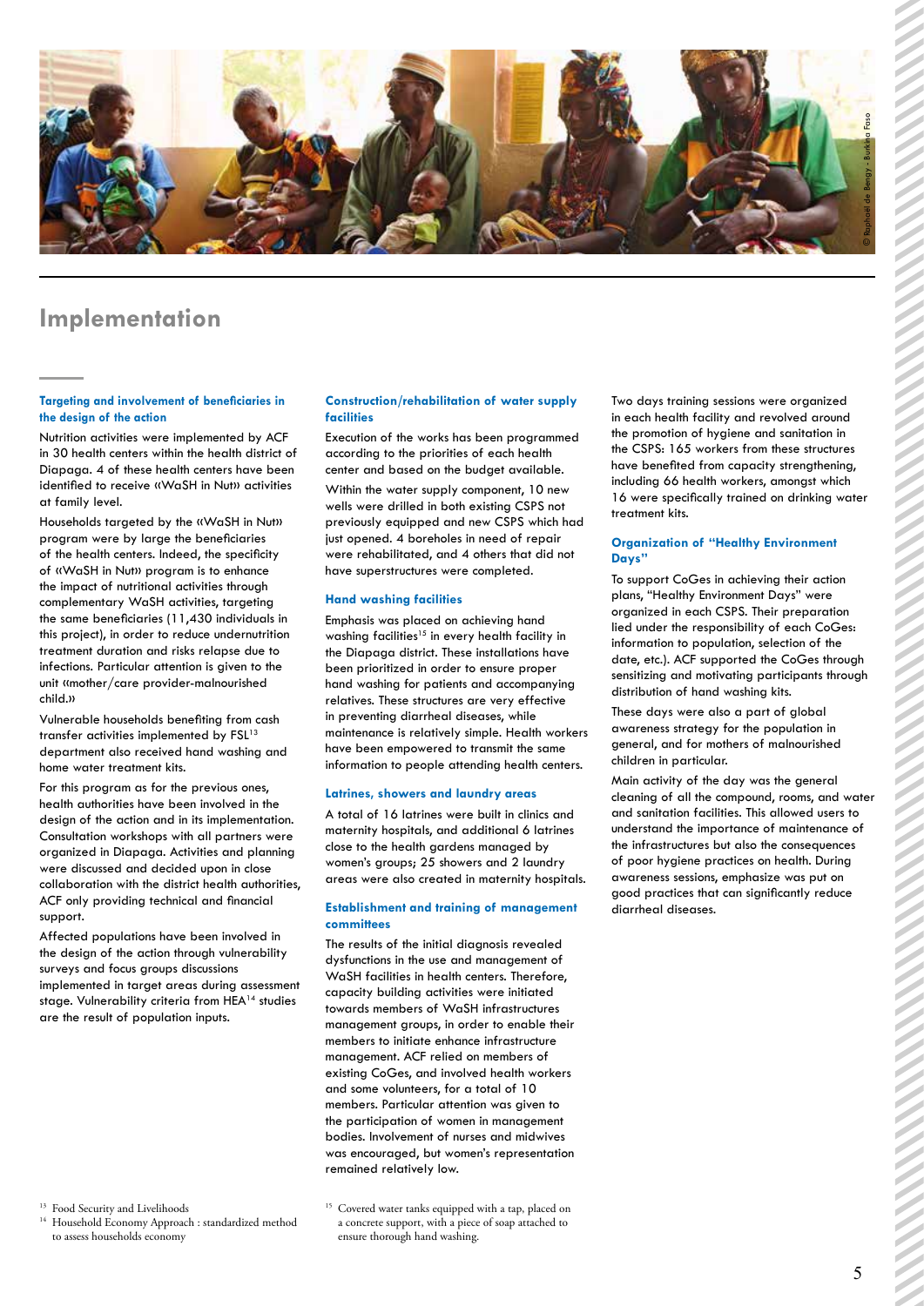# Implementation

### Targeting and involvement of beneficiaries in the design of the action

Nutrition activities were implemented by ACF in 30 health centers within the health district of Diapaga. 4 of these health centers have been identified to receive «WaSH in Nut» activities at family level.

Households targeted by the «WaSH in Nut» program were by large the beneficiaries of the health centers. Indeed, the specificity of «WaSH in Nut» program is to enhance the impact of nutritional activities through complementary WaSH activities, targeting the same beneficiaries (11,430 individuals in this project), in order to reduce undernutrition treatment duration and risks relapse due to infections. Particular attention is given to the unit «mother/care provider-malnourished child.»

Vulnerable households benefiting from cash transfer activities implemented by FSL[13] department also received hand washing and home water treatment kits.

For this program as for the previous ones, health authorities have been involved in the design of the action and in its implementation. Consultation workshops with all partners were organized in Diapaga. Activities and planning were discussed and decided upon in close collaboration with the district health authorities, ACF only providing technical and financial support.

Affected populations have been involved in the design of the action through vulnerability surveys and focus groups discussions implemented in target areas during assessment stage. Vulnerability criteria from HEA[14] studies are the result of population inputs.

### Construction/rehabilitation of water supply facilities

Execution of the works has been programmed according to the priorities of each health center and based on the budget available.

Within the water supply component, 10 new wells were drilled in both existing CSPS not previously equipped and new CSPS which had just opened. 4 boreholes in need of repair were rehabilitated, and 4 others that did not have superstructures were completed.

### Hand washing facilities

Emphasis was placed on achieving hand washing facilities[15] in every health facility in the Diapaga district. These installations have been prioritized in order to ensure proper hand washing for patients and accompanying relatives. These structures are very effective in preventing diarrheal diseases, while maintenance is relatively simple. Health workers have been empowered to transmit the same information to people attending health centers.

### Latrines, showers and laundry areas

A total of 16 latrines were built in clinics and maternity hospitals, and additional 6 latrines close to the health gardens managed by women's groups; 25 showers and 2 laundry areas were also created in maternity hospitals.

### Establishment and training of management committees

The results of the initial diagnosis revealed dysfunctions in the use and management of WaSH facilities in health centers. Therefore, capacity building activities were initiated towards members of WaSH infrastructures management groups, in order to enable their members to initiate enhance infrastructure management. ACF relied on members of existing CoGes, and involved health workers and some volunteers, for a total of 10 members. Particular attention was given to the participation of women in management bodies. Involvement of nurses and midwives was encouraged, but women's representation remained relatively low.

Two days training sessions were organized in each health facility and revolved around the promotion of hygiene and sanitation in the CSPS: 165 workers from these structures have benefited from capacity strengthening, including 66 health workers, amongst which 16 were specifically trained on drinking water treatment kits.

### Organization of "Healthy Environment Days"

To support CoGes in achieving their action plans, "Healthy Environment Days" were organized in each CSPS. Their preparation lied under the responsibility of each CoGes: information to population, selection of the date, etc.). ACF supported the CoGes through sensitizing and motivating participants through distribution of hand washing kits.

These days were also a part of global awareness strategy for the population in general, and for mothers of malnourished children in particular.

Main activity of the day was the general cleaning of all the compound, rooms, and water and sanitation facilities. This allowed users to understand the importance of maintenance of the infrastructures but also the consequences of poor hygiene practices on health. During awareness sessions, emphasize was put on good practices that can significantly reduce diarrheal diseases.

---

[13] Food Security and Livelihoods

[14] Household Economy Approach : standardized method to assess households economy

[15] Covered water tanks equipped with a tap, placed on a concrete support, with a piece of soap attached to ensure thorough hand washing.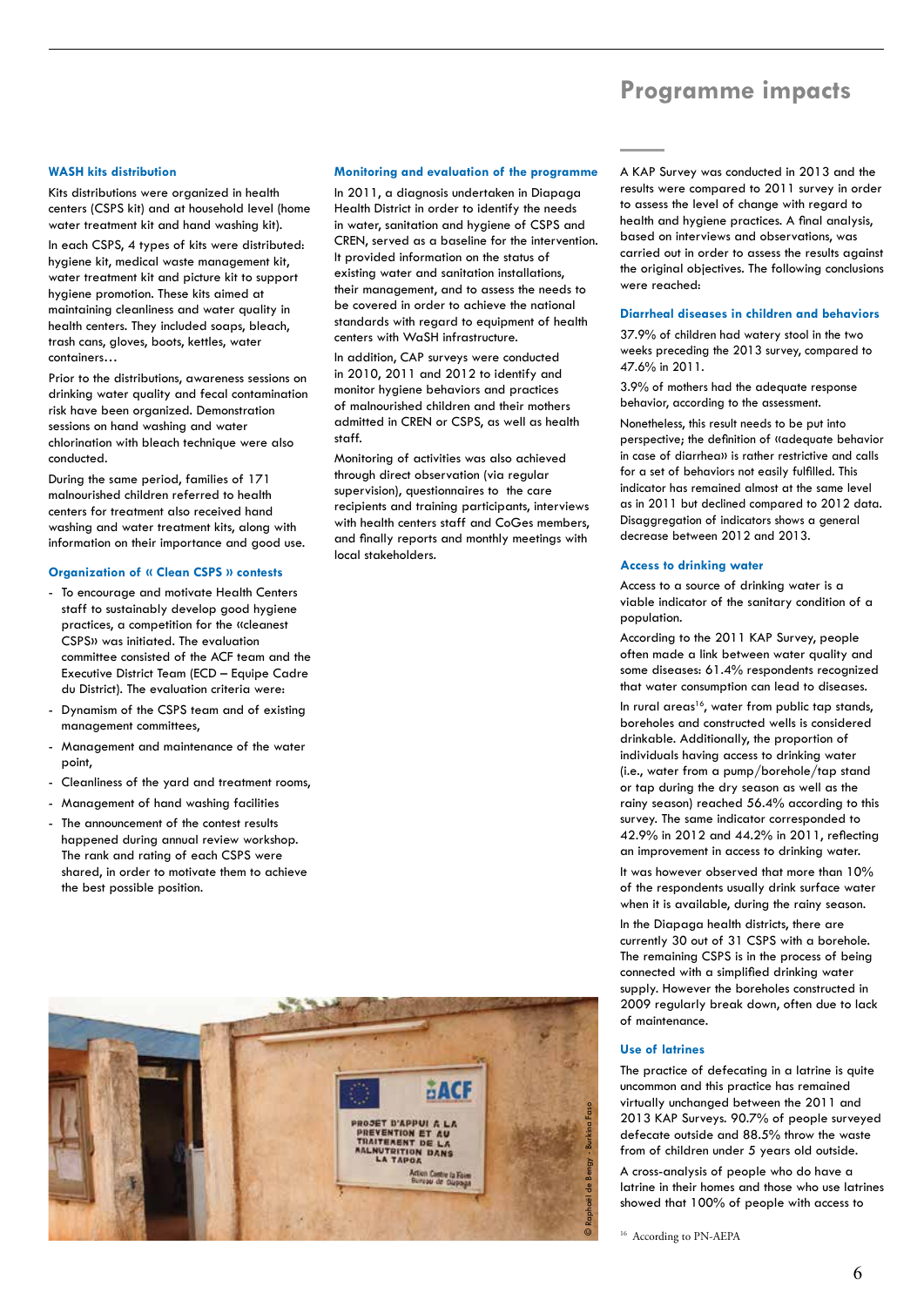## WASH kits distribution

Kits distributions were organized in health centers (CSPS kit) and at household level (home water treatment kit and hand washing kit).

In each CSPS, 4 types of kits were distributed: hygiene kit, medical waste management kit, water treatment kit and picture kit to support hygiene promotion. These kits aimed at maintaining cleanliness and water quality in health centers. They included soaps, bleach, trash cans, gloves, boots, kettles, water containers…

Prior to the distributions, awareness sessions on drinking water quality and fecal contamination risk have been organized. Demonstration sessions on hand washing and water chlorination with bleach technique were also conducted.

During the same period, families of 171 malnourished children referred to health centers for treatment also received hand washing and water treatment kits, along with information on their importance and good use.

## Organization of « Clean CSPS » contests

- To encourage and motivate Health Centers staff to sustainably develop good hygiene practices, a competition for the «cleanest CSPS» was initiated. The evaluation committee consisted of the ACF team and the Executive District Team (ECD – Equipe Cadre du District). The evaluation criteria were:
- Dynamism of the CSPS team and of existing management committees,
- Management and maintenance of the water point,
- Cleanliness of the yard and treatment rooms,
- Management of hand washing facilities
- The announcement of the contest results happened during annual review workshop. The rank and rating of each CSPS were shared, in order to motivate them to achieve the best possible position.

## Monitoring and evaluation of the programme

In 2011, a diagnosis undertaken in Diapaga Health District in order to identify the needs in water, sanitation and hygiene of CSPS and CREN, served as a baseline for the intervention. It provided information on the status of existing water and sanitation installations, their management, and to assess the needs to be covered in order to achieve the national standards with regard to equipment of health centers with WaSH infrastructure.

In addition, CAP surveys were conducted in 2010, 2011 and 2012 to identify and monitor hygiene behaviors and practices of malnourished children and their mothers admitted in CREN or CSPS, as well as health staff.

Monitoring of activities was also achieved through direct observation (via regular supervision), questionnaires to the care recipients and training participants, interviews with health centers staff and CoGes members, and finally reports and monthly meetings with local stakeholders.

© Raphaël de Bengy - Burkina Faso

# Programme impacts

A KAP Survey was conducted in 2013 and the results were compared to 2011 survey in order to assess the level of change with regard to health and hygiene practices. A final analysis, based on interviews and observations, was carried out in order to assess the results against the original objectives. The following conclusions were reached:

## Diarrheal diseases in children and behaviors

37.9% of children had watery stool in the two weeks preceding the 2013 survey, compared to 47.6% in 2011.

3.9% of mothers had the adequate response behavior, according to the assessment.

Nonetheless, this result needs to be put into perspective; the definition of «adequate behavior in case of diarrhea» is rather restrictive and calls for a set of behaviors not easily fulfilled. This indicator has remained almost at the same level as in 2011 but declined compared to 2012 data. Disaggregation of indicators shows a general decrease between 2012 and 2013.

## Access to drinking water

Access to a source of drinking water is a viable indicator of the sanitary condition of a population.

According to the 2011 KAP Survey, people often made a link between water quality and some diseases: 61.4% respondents recognized that water consumption can lead to diseases.

In rural areas[16], water from public tap stands, boreholes and constructed wells is considered drinkable. Additionally, the proportion of individuals having access to drinking water (i.e., water from a pump/borehole/tap stand or tap during the dry season as well as the rainy season) reached 56.4% according to this survey. The same indicator corresponded to 42.9% in 2012 and 44.2% in 2011, reflecting an improvement in access to drinking water.

It was however observed that more than 10% of the respondents usually drink surface water when it is available, during the rainy season.

In the Diapaga health districts, there are currently 30 out of 31 CSPS with a borehole. The remaining CSPS is in the process of being connected with a simplified drinking water supply. However the boreholes constructed in 2009 regularly break down, often due to lack of maintenance.

## Use of latrines

The practice of defecating in a latrine is quite uncommon and this practice has remained virtually unchanged between the 2011 and 2013 KAP Surveys. 90.7% of people surveyed defecate outside and 88.5% throw the waste from of children under 5 years old outside.

A cross-analysis of people who do have a latrine in their homes and those who use latrines showed that 100% of people with access to

[16] According to PN-AEPA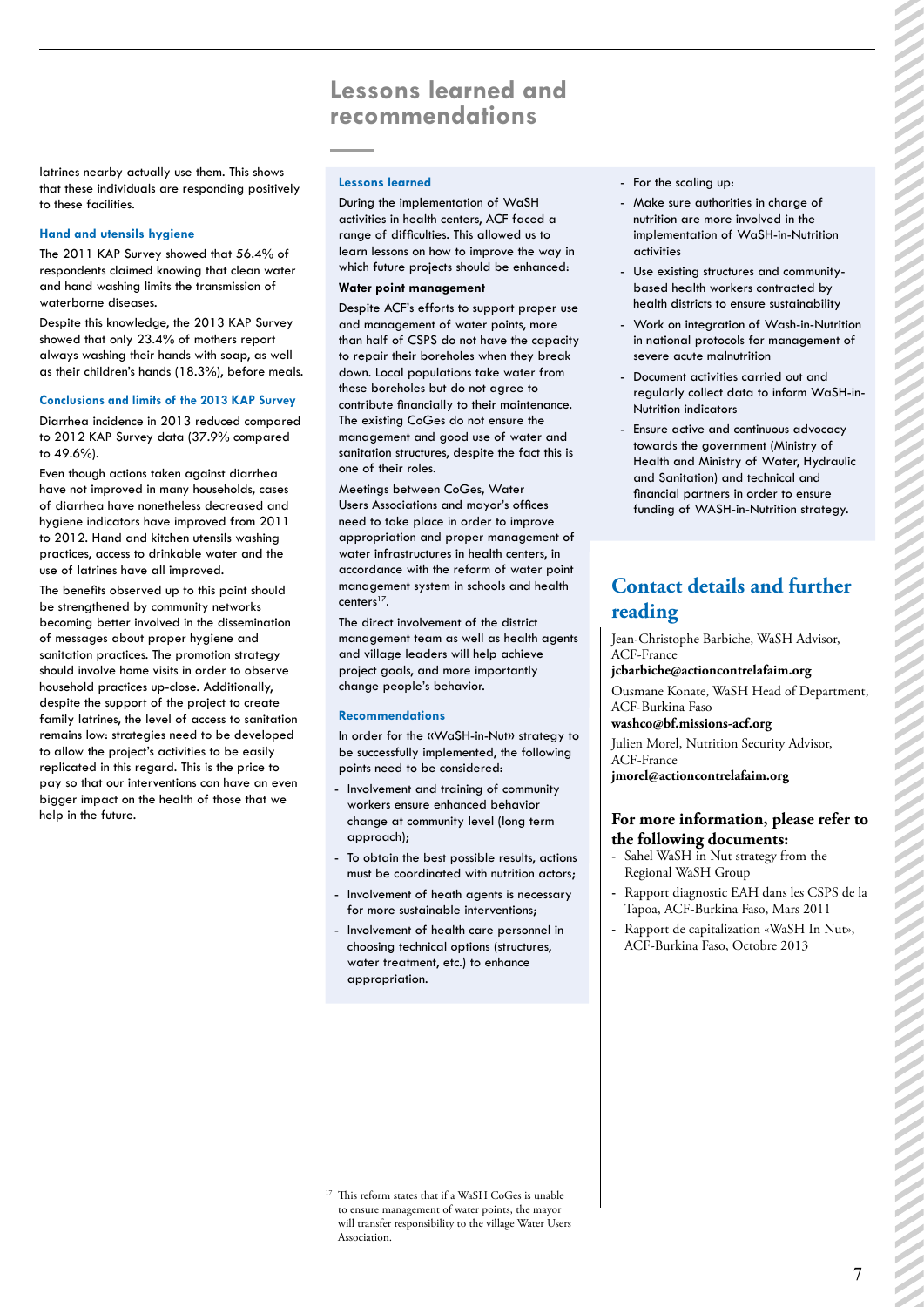latrines nearby actually use them. This shows that these individuals are responding positively to these facilities.

### Hand and utensils hygiene

The 2011 KAP Survey showed that 56.4% of respondents claimed knowing that clean water and hand washing limits the transmission of waterborne diseases.

Despite this knowledge, the 2013 KAP Survey showed that only 23.4% of mothers report always washing their hands with soap, as well as their children's hands (18.3%), before meals.

### Conclusions and limits of the 2013 KAP Survey

Diarrhea incidence in 2013 reduced compared to 2012 KAP Survey data (37.9% compared to 49.6%).

Even though actions taken against diarrhea have not improved in many households, cases of diarrhea have nonetheless decreased and hygiene indicators have improved from 2011 to 2012. Hand and kitchen utensils washing practices, access to drinkable water and the use of latrines have all improved.

The benefits observed up to this point should be strengthened by community networks becoming better involved in the dissemination of messages about proper hygiene and sanitation practices. The promotion strategy should involve home visits in order to observe household practices up-close. Additionally, despite the support of the project to create family latrines, the level of access to sanitation remains low: strategies need to be developed to allow the project's activities to be easily replicated in this regard. This is the price to pay so that our interventions can have an even bigger impact on the health of those that we help in the future.

# Lessons learned and recommendations

### Lessons learned

During the implementation of WaSH activities in health centers, ACF faced a range of difficulties. This allowed us to learn lessons on how to improve the way in which future projects should be enhanced:

**Water point management**

Despite ACF's efforts to support proper use and management of water points, more than half of CSPS do not have the capacity to repair their boreholes when they break down. Local populations take water from these boreholes but do not agree to contribute financially to their maintenance. The existing CoGes do not ensure the management and good use of water and sanitation structures, despite the fact this is one of their roles.

Meetings between CoGes, Water Users Associations and mayor's offices need to take place in order to improve appropriation and proper management of water infrastructures in health centers, in accordance with the reform of water point management system in schools and health centers[17].

The direct involvement of the district management team as well as health agents and village leaders will help achieve project goals, and more importantly change people's behavior.

### Recommendations

In order for the «WaSH-in-Nut» strategy to be successfully implemented, the following points need to be considered:

- Involvement and training of community workers ensure enhanced behavior change at community level (long term approach);
- To obtain the best possible results, actions must be coordinated with nutrition actors;
- Involvement of heath agents is necessary for more sustainable interventions;
- Involvement of health care personnel in choosing technical options (structures, water treatment, etc.) to enhance appropriation.
- For the scaling up:
- Make sure authorities in charge of nutrition are more involved in the implementation of WaSH-in-Nutrition activities
- Use existing structures and community-based health workers contracted by health districts to ensure sustainability
- Work on integration of Wash-in-Nutrition in national protocols for management of severe acute malnutrition
- Document activities carried out and regularly collect data to inform WaSH-in-Nutrition indicators
- Ensure active and continuous advocacy towards the government (Ministry of Health and Ministry of Water, Hydraulic and Sanitation) and technical and financial partners in order to ensure funding of WASH-in-Nutrition strategy.

## Contact details and further reading

Jean-Christophe Barbiche, WaSH Advisor, ACF-France
**jcbarbiche@actioncontrelafaim.org**

Ousmane Konate, WaSH Head of Department, ACF-Burkina Faso
**washco@bf.missions-acf.org**

Julien Morel, Nutrition Security Advisor, ACF-France
**jmorel@actioncontrelafaim.org**

### For more information, please refer to the following documents:

- Sahel WaSH in Nut strategy from the Regional WaSH Group
- Rapport diagnostic EAH dans les CSPS de la Tapoa, ACF-Burkina Faso, Mars 2011
- Rapport de capitalization «WaSH In Nut», ACF-Burkina Faso, Octobre 2013

[17] This reform states that if a WaSH CoGes is unable to ensure management of water points, the mayor will transfer responsibility to the village Water Users Association.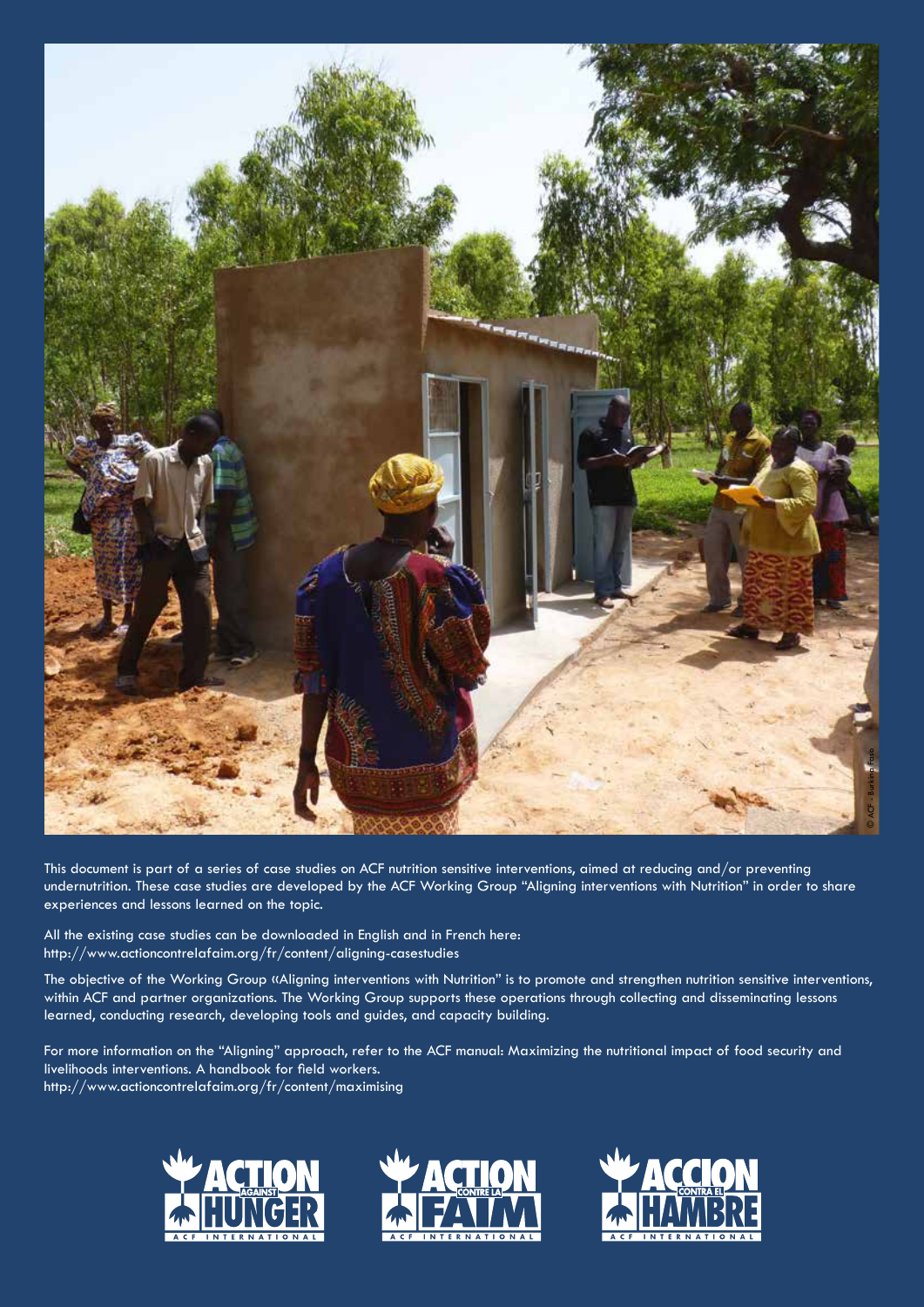This document is part of a series of case studies on ACF nutrition sensitive interventions, aimed at reducing and/or preventing undernutrition. These case studies are developed by the ACF Working Group "Aligning interventions with Nutrition" in order to share experiences and lessons learned on the topic.

All the existing case studies can be downloaded in English and in French here:
http://www.actioncontrelafaim.org/fr/content/aligning-casestudies

The objective of the Working Group «Aligning interventions with Nutrition" is to promote and strengthen nutrition sensitive interventions, within ACF and partner organizations. The Working Group supports these operations through collecting and disseminating lessons learned, conducting research, developing tools and guides, and capacity building.

For more information on the "Aligning" approach, refer to the ACF manual: Maximizing the nutritional impact of food security and livelihoods interventions. A handbook for field workers.
http://www.actioncontrelafaim.org/fr/content/maximising